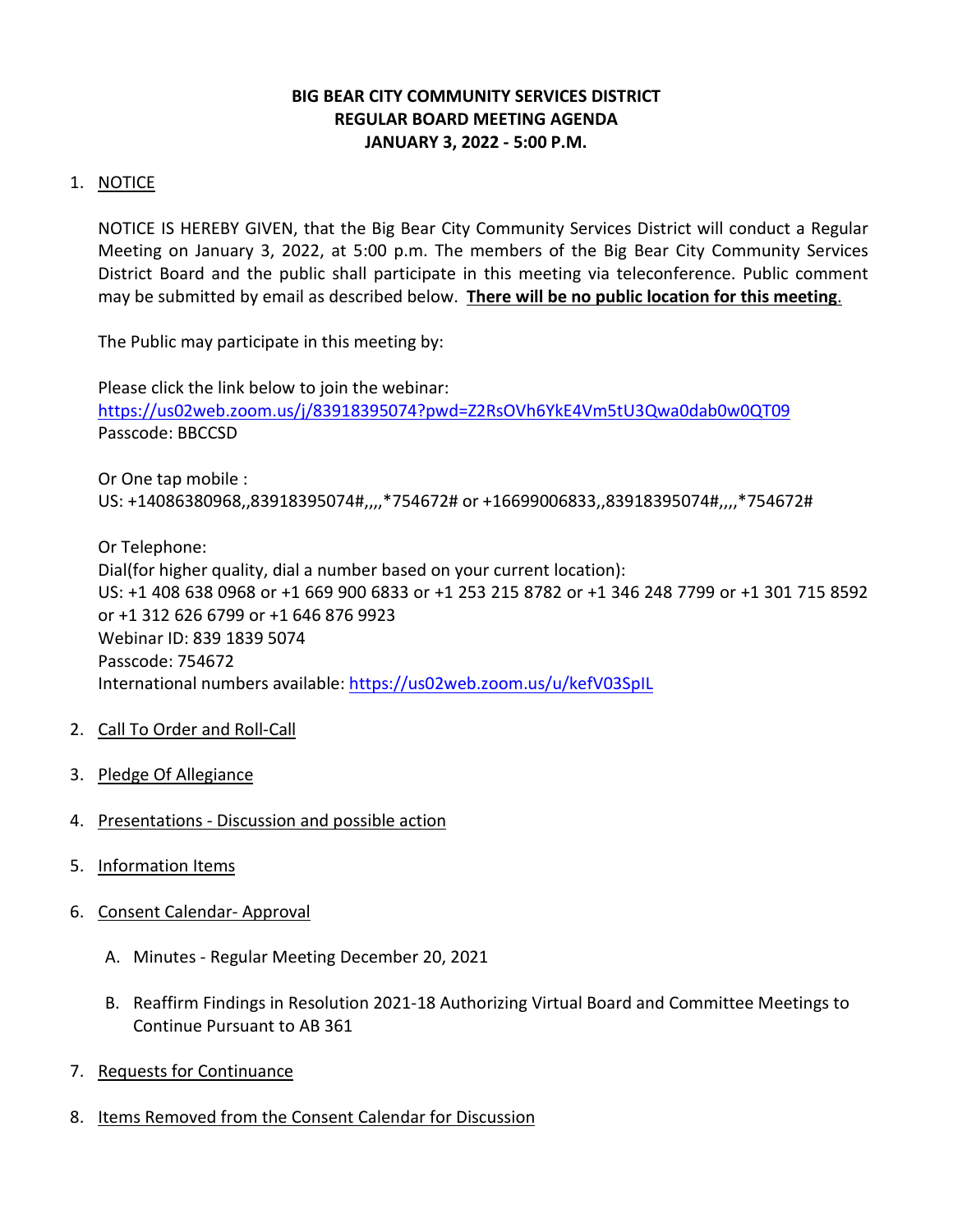# BIG BEAR CITY COMMUNITY SERVICES DISTRICT
## REGULAR BOARD MEETING AGENDA
## JANUARY 3, 2022 - 5:00 P.M.

1. NOTICE

   NOTICE IS HEREBY GIVEN, that the Big Bear City Community Services District will conduct a Regular Meeting on January 3, 2022, at 5:00 p.m. The members of the Big Bear City Community Services District Board and the public shall participate in this meeting via teleconference. Public comment may be submitted by email as described below. **There will be no public location for this meeting**.

   The Public may participate in this meeting by:

   Please click the link below to join the webinar:
   https://us02web.zoom.us/j/83918395074?pwd=Z2RsOVh6YkE4Vm5tU3Qwa0dab0w0QT09
   Passcode: BBCCSD

   Or One tap mobile :
   US: +14086380968,,83918395074#,,,,*754672# or +16699006833,,83918395074#,,,,*754672#

   Or Telephone:
   Dial(for higher quality, dial a number based on your current location):
   US: +1 408 638 0968 or +1 669 900 6833 or +1 253 215 8782 or +1 346 248 7799 or +1 301 715 8592 or +1 312 626 6799 or +1 646 876 9923
   Webinar ID: 839 1839 5074
   Passcode: 754672
   International numbers available: https://us02web.zoom.us/u/kefV03SpIL

2. Call To Order and Roll-Call

3. Pledge Of Allegiance

4. Presentations - Discussion and possible action

5. Information Items

6. Consent Calendar- Approval

   A. Minutes - Regular Meeting December 20, 2021

   B. Reaffirm Findings in Resolution 2021-18 Authorizing Virtual Board and Committee Meetings to Continue Pursuant to AB 361

7. Requests for Continuance

8. Items Removed from the Consent Calendar for Discussion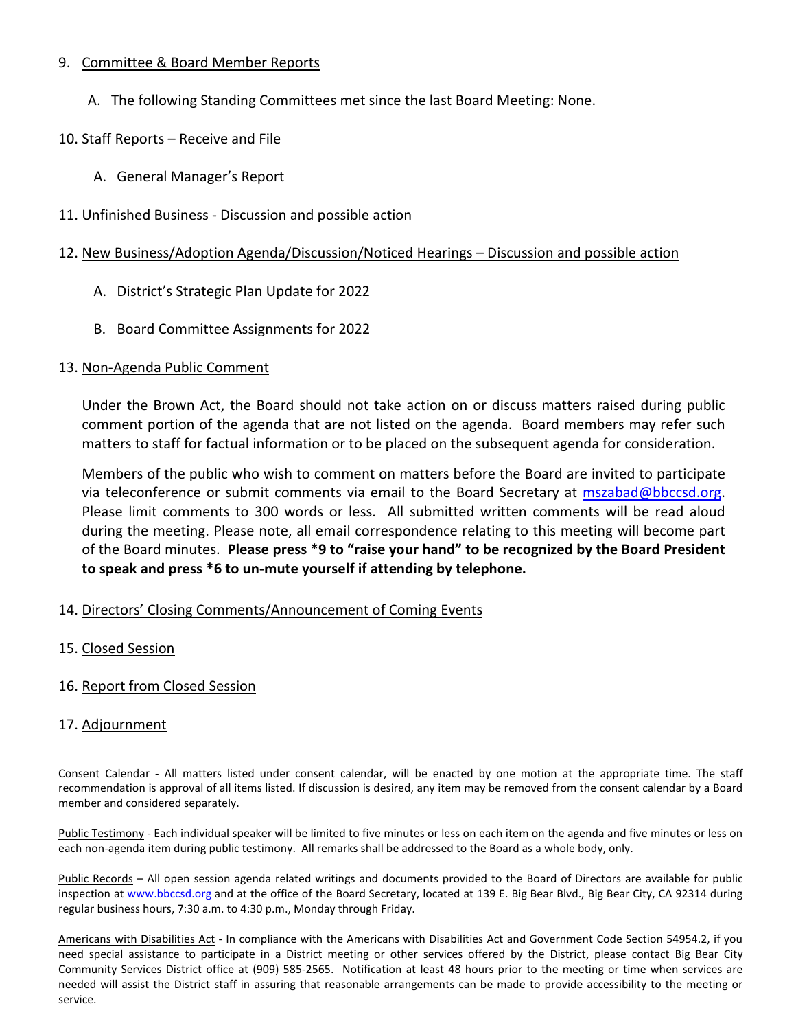9. Committee & Board Member Reports

   A. The following Standing Committees met since the last Board Meeting: None.

10. Staff Reports – Receive and File

    A. General Manager's Report

11. Unfinished Business - Discussion and possible action

12. New Business/Adoption Agenda/Discussion/Noticed Hearings – Discussion and possible action

    A. District's Strategic Plan Update for 2022

    B. Board Committee Assignments for 2022

13. Non-Agenda Public Comment

    Under the Brown Act, the Board should not take action on or discuss matters raised during public comment portion of the agenda that are not listed on the agenda. Board members may refer such matters to staff for factual information or to be placed on the subsequent agenda for consideration.

    Members of the public who wish to comment on matters before the Board are invited to participate via teleconference or submit comments via email to the Board Secretary at mszabad@bbccsd.org. Please limit comments to 300 words or less. All submitted written comments will be read aloud during the meeting. Please note, all email correspondence relating to this meeting will become part of the Board minutes. **Please press *9 to "raise your hand" to be recognized by the Board President to speak and press *6 to un-mute yourself if attending by telephone.**

14. Directors' Closing Comments/Announcement of Coming Events

15. Closed Session

16. Report from Closed Session

17. Adjournment

Consent Calendar - All matters listed under consent calendar, will be enacted by one motion at the appropriate time. The staff recommendation is approval of all items listed. If discussion is desired, any item may be removed from the consent calendar by a Board member and considered separately.

Public Testimony - Each individual speaker will be limited to five minutes or less on each item on the agenda and five minutes or less on each non-agenda item during public testimony. All remarks shall be addressed to the Board as a whole body, only.

Public Records – All open session agenda related writings and documents provided to the Board of Directors are available for public inspection at www.bbccsd.org and at the office of the Board Secretary, located at 139 E. Big Bear Blvd., Big Bear City, CA 92314 during regular business hours, 7:30 a.m. to 4:30 p.m., Monday through Friday.

Americans with Disabilities Act - In compliance with the Americans with Disabilities Act and Government Code Section 54954.2, if you need special assistance to participate in a District meeting or other services offered by the District, please contact Big Bear City Community Services District office at (909) 585-2565. Notification at least 48 hours prior to the meeting or time when services are needed will assist the District staff in assuring that reasonable arrangements can be made to provide accessibility to the meeting or service.